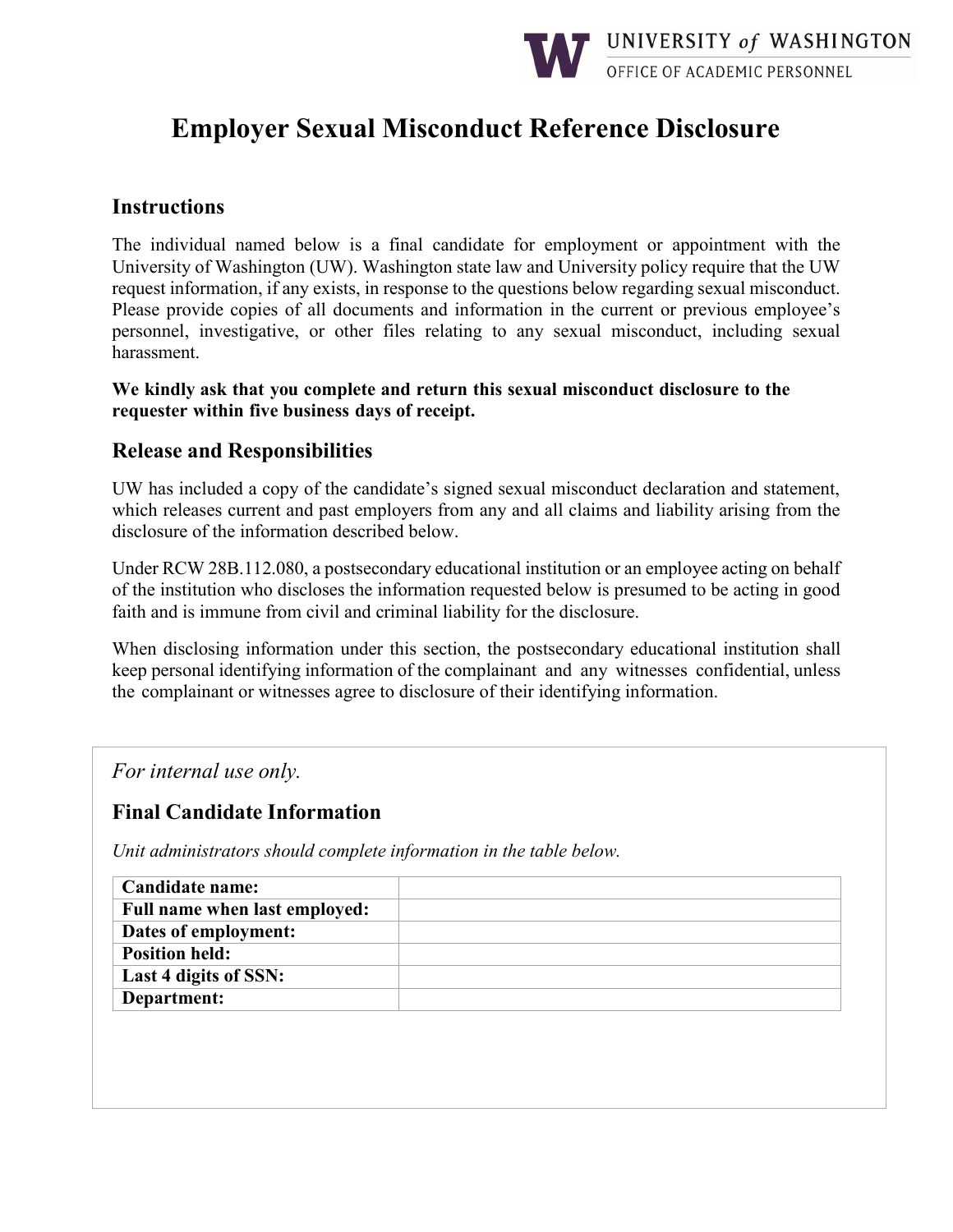UNIVERSITY *of* WASHINGTON
OFFICE OF ACADEMIC PERSONNEL

# Employer Sexual Misconduct Reference Disclosure

## Instructions

The individual named below is a final candidate for employment or appointment with the University of Washington (UW). Washington state law and University policy require that the UW request information, if any exists, in response to the questions below regarding sexual misconduct. Please provide copies of all documents and information in the current or previous employee's personnel, investigative, or other files relating to any sexual misconduct, including sexual harassment.

**We kindly ask that you complete and return this sexual misconduct disclosure to the requester within five business days of receipt.**

## Release and Responsibilities

UW has included a copy of the candidate's signed sexual misconduct declaration and statement, which releases current and past employers from any and all claims and liability arising from the disclosure of the information described below.

Under RCW 28B.112.080, a postsecondary educational institution or an employee acting on behalf of the institution who discloses the information requested below is presumed to be acting in good faith and is immune from civil and criminal liability for the disclosure.

When disclosing information under this section, the postsecondary educational institution shall keep personal identifying information of the complainant and any witnesses confidential, unless the complainant or witnesses agree to disclosure of their identifying information.

*For internal use only.*

## Final Candidate Information

*Unit administrators should complete information in the table below.*

| | |
|---|---|
| **Candidate name:** | |
| **Full name when last employed:** | |
| **Dates of employment:** | |
| **Position held:** | |
| **Last 4 digits of SSN:** | |
| **Department:** | |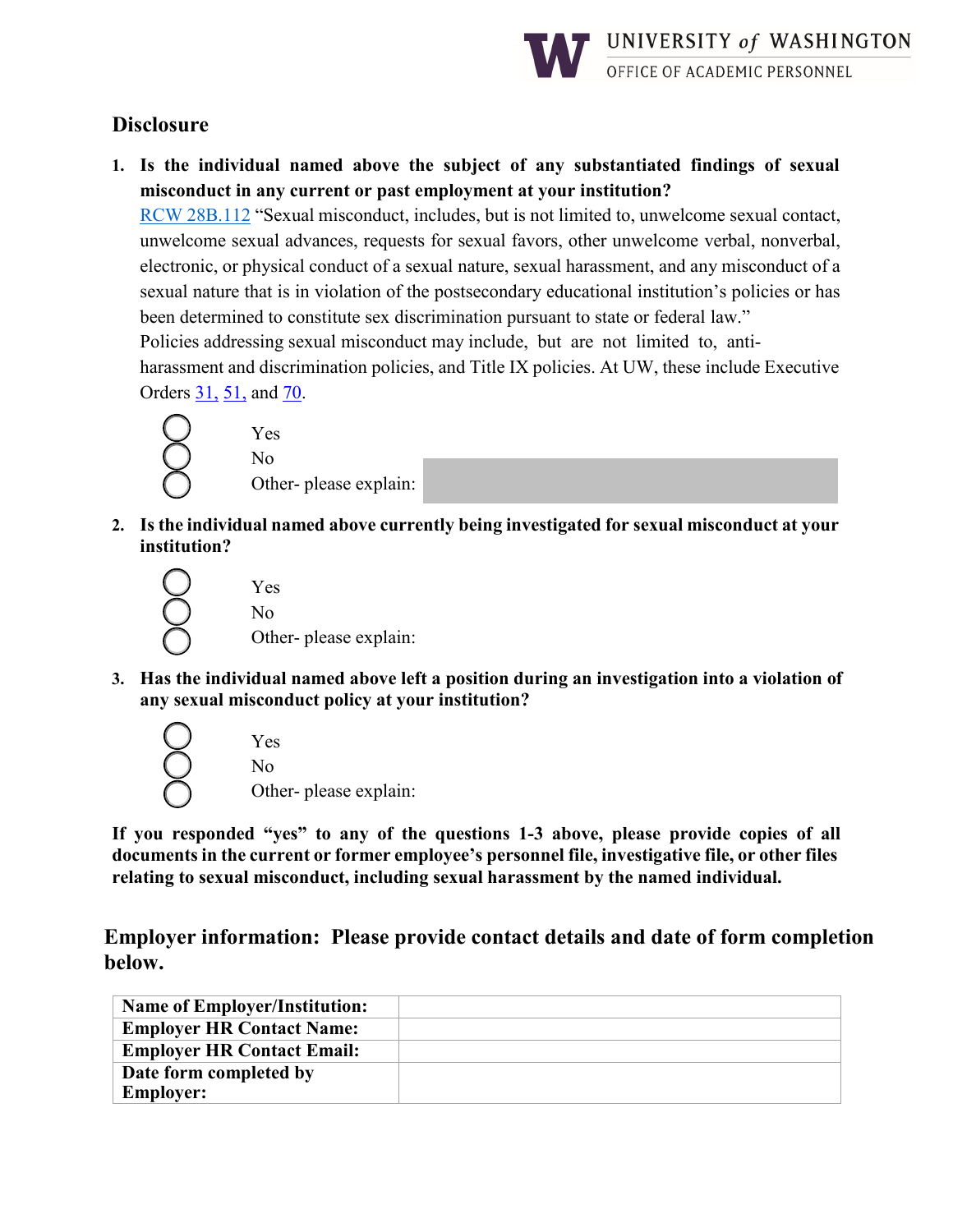## Disclosure

1. **Is the individual named above the subject of any substantiated findings of sexual misconduct in any current or past employment at your institution?**
   RCW 28B.112 "Sexual misconduct, includes, but is not limited to, unwelcome sexual contact, unwelcome sexual advances, requests for sexual favors, other unwelcome verbal, nonverbal, electronic, or physical conduct of a sexual nature, sexual harassment, and any misconduct of a sexual nature that is in violation of the postsecondary educational institution's policies or has been determined to constitute sex discrimination pursuant to state or federal law."
   Policies addressing sexual misconduct may include, but are not limited to, anti-harassment and discrimination policies, and Title IX policies. At UW, these include Executive Orders 31, 51, and 70.

   ◯ Yes
   ◯ No
   ◯ Other- please explain:

2. **Is the individual named above currently being investigated for sexual misconduct at your institution?**

   ◯ Yes
   ◯ No
   ◯ Other- please explain:

3. **Has the individual named above left a position during an investigation into a violation of any sexual misconduct policy at your institution?**

   ◯ Yes
   ◯ No
   ◯ Other- please explain:

**If you responded "yes" to any of the questions 1-3 above, please provide copies of all documents in the current or former employee's personnel file, investigative file, or other files relating to sexual misconduct, including sexual harassment by the named individual.**

## Employer information: Please provide contact details and date of form completion below.

| | |
|---|---|
| **Name of Employer/Institution:** | |
| **Employer HR Contact Name:** | |
| **Employer HR Contact Email:** | |
| **Date form completed by Employer:** | |